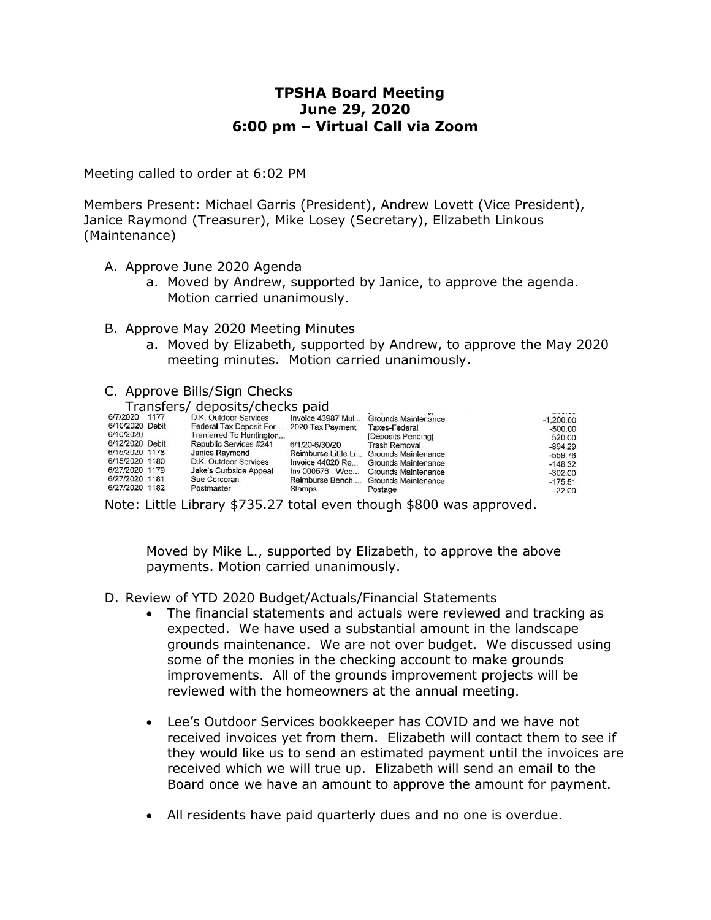# TPSHA Board Meeting
## June 29, 2020
## 6:00 pm – Virtual Call via Zoom

Meeting called to order at 6:02 PM

Members Present: Michael Garris (President), Andrew Lovett (Vice President), Janice Raymond (Treasurer), Mike Losey (Secretary), Elizabeth Linkous (Maintenance)

A. Approve June 2020 Agenda
   a. Moved by Andrew, supported by Janice, to approve the agenda. Motion carried unanimously.

B. Approve May 2020 Meeting Minutes
   a. Moved by Elizabeth, supported by Andrew, to approve the May 2020 meeting minutes. Motion carried unanimously.

C. Approve Bills/Sign Checks

   Transfers/ deposits/checks paid

| Date | Num | Name | Memo | Account | Amount |
|---|---|---|---|---|---|
| 6/7/2020 | 1177 | D.K. Outdoor Services | Invoice 43987 Mul... | Grounds Maintenance | -1,200.00 |
| 6/10/2020 | Debit | Federal Tax Deposit For ... | 2020 Tax Payment | Taxes-Federal | -500.00 |
| 6/10/2020 | | Tranferred To Huntington... | | [Deposits Pending] | 520.00 |
| 6/12/2020 | Debit | Republic Services #241 | 6/1/20-6/30/20 | Trash Removal | -894.29 |
| 6/15/2020 | 1178 | Janice Raymond | Reimburse Little Li... | Grounds Maintenance | -559.76 |
| 6/15/2020 | 1180 | D.K. Outdoor Services | Invoice 44020 Re... | Grounds Maintenance | -148.32 |
| 6/27/2020 | 1179 | Jake's Curbside Appeal | Inv 000576 - Wee... | Grounds Maintenance | -302.00 |
| 6/27/2020 | 1181 | Sue Corcoran | Reimburse Bench ... | Grounds Maintenance | -175.51 |
| 6/27/2020 | 1182 | Postmaster | Stamps | Postage | -22.00 |

   Note: Little Library $735.27 total even though $800 was approved.

   Moved by Mike L., supported by Elizabeth, to approve the above payments. Motion carried unanimously.

D. Review of YTD 2020 Budget/Actuals/Financial Statements
   - The financial statements and actuals were reviewed and tracking as expected. We have used a substantial amount in the landscape grounds maintenance. We are not over budget. We discussed using some of the monies in the checking account to make grounds improvements. All of the grounds improvement projects will be reviewed with the homeowners at the annual meeting.
   - Lee's Outdoor Services bookkeeper has COVID and we have not received invoices yet from them. Elizabeth will contact them to see if they would like us to send an estimated payment until the invoices are received which we will true up. Elizabeth will send an email to the Board once we have an amount to approve the amount for payment.
   - All residents have paid quarterly dues and no one is overdue.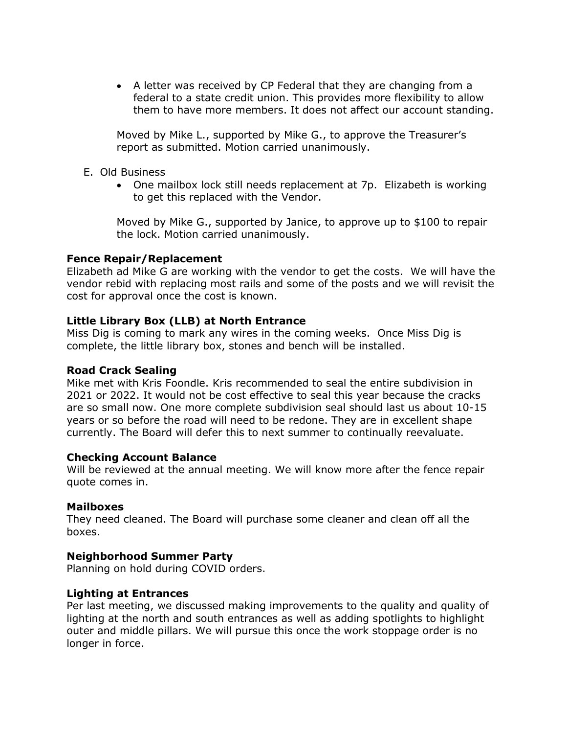- A letter was received by CP Federal that they are changing from a federal to a state credit union. This provides more flexibility to allow them to have more members. It does not affect our account standing.

  Moved by Mike L., supported by Mike G., to approve the Treasurer's report as submitted. Motion carried unanimously.

E. Old Business
   - One mailbox lock still needs replacement at 7p. Elizabeth is working to get this replaced with the Vendor.

   Moved by Mike G., supported by Janice, to approve up to $100 to repair the lock. Motion carried unanimously.

**Fence Repair/Replacement**
Elizabeth ad Mike G are working with the vendor to get the costs. We will have the vendor rebid with replacing most rails and some of the posts and we will revisit the cost for approval once the cost is known.

**Little Library Box (LLB) at North Entrance**
Miss Dig is coming to mark any wires in the coming weeks. Once Miss Dig is complete, the little library box, stones and bench will be installed.

**Road Crack Sealing**
Mike met with Kris Foondle. Kris recommended to seal the entire subdivision in 2021 or 2022. It would not be cost effective to seal this year because the cracks are so small now. One more complete subdivision seal should last us about 10-15 years or so before the road will need to be redone. They are in excellent shape currently. The Board will defer this to next summer to continually reevaluate.

**Checking Account Balance**
Will be reviewed at the annual meeting. We will know more after the fence repair quote comes in.

**Mailboxes**
They need cleaned. The Board will purchase some cleaner and clean off all the boxes.

**Neighborhood Summer Party**
Planning on hold during COVID orders.

**Lighting at Entrances**
Per last meeting, we discussed making improvements to the quality and quality of lighting at the north and south entrances as well as adding spotlights to highlight outer and middle pillars. We will pursue this once the work stoppage order is no longer in force.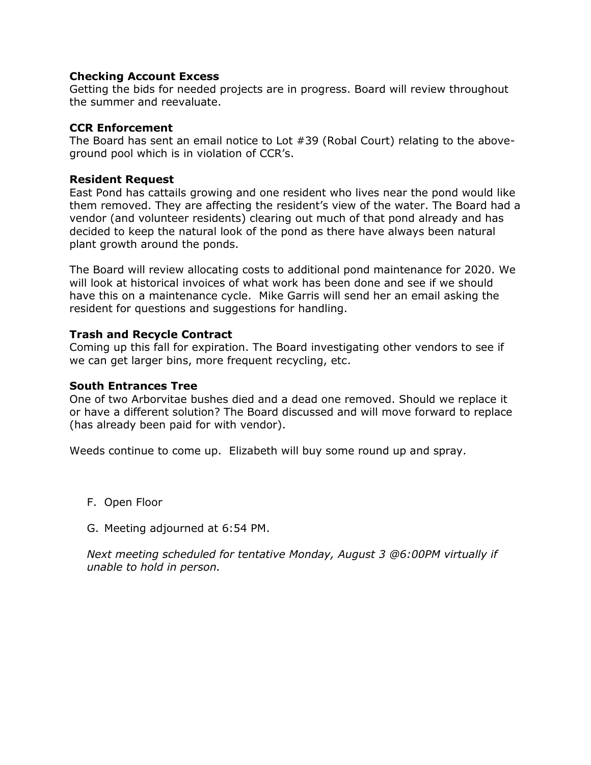**Checking Account Excess**
Getting the bids for needed projects are in progress. Board will review throughout the summer and reevaluate.

**CCR Enforcement**
The Board has sent an email notice to Lot #39 (Robal Court) relating to the above-ground pool which is in violation of CCR's.

**Resident Request**
East Pond has cattails growing and one resident who lives near the pond would like them removed. They are affecting the resident's view of the water. The Board had a vendor (and volunteer residents) clearing out much of that pond already and has decided to keep the natural look of the pond as there have always been natural plant growth around the ponds.

The Board will review allocating costs to additional pond maintenance for 2020. We will look at historical invoices of what work has been done and see if we should have this on a maintenance cycle. Mike Garris will send her an email asking the resident for questions and suggestions for handling.

**Trash and Recycle Contract**
Coming up this fall for expiration. The Board investigating other vendors to see if we can get larger bins, more frequent recycling, etc.

**South Entrances Tree**
One of two Arborvitae bushes died and a dead one removed. Should we replace it or have a different solution? The Board discussed and will move forward to replace (has already been paid for with vendor).

Weeds continue to come up. Elizabeth will buy some round up and spray.

F. Open Floor

G. Meeting adjourned at 6:54 PM.

*Next meeting scheduled for tentative Monday, August 3 @6:00PM virtually if unable to hold in person.*